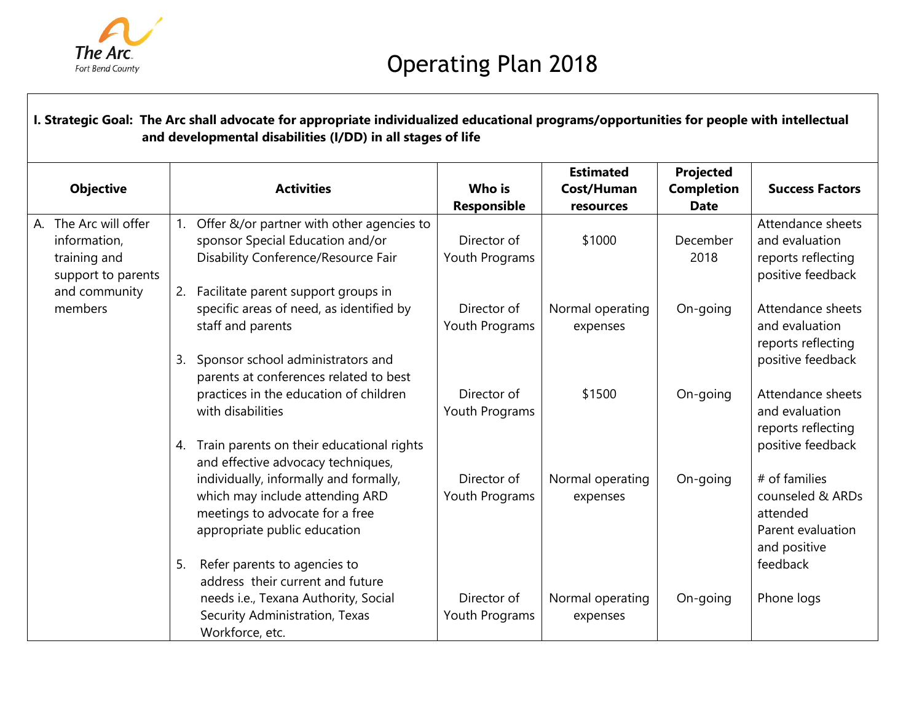The Arc
Fort Bend County

# Operating Plan 2018

**I. Strategic Goal: The Arc shall advocate for appropriate individualized educational programs/opportunities for people with intellectual and developmental disabilities (I/DD) in all stages of life**

| Objective | Activities | Who is Responsible | Estimated Cost/Human resources | Projected Completion Date | Success Factors |
|---|---|---|---|---|---|
| A. The Arc will offer information, training and support to parents and community members | 1. Offer &/or partner with other agencies to sponsor Special Education and/or Disability Conference/Resource Fair | Director of Youth Programs | $1000 | December 2018 | Attendance sheets and evaluation reports reflecting positive feedback |
| | 2. Facilitate parent support groups in specific areas of need, as identified by staff and parents | Director of Youth Programs | Normal operating expenses | On-going | Attendance sheets and evaluation reports reflecting positive feedback |
| | 3. Sponsor school administrators and parents at conferences related to best practices in the education of children with disabilities | Director of Youth Programs | $1500 | On-going | Attendance sheets and evaluation reports reflecting positive feedback |
| | 4. Train parents on their educational rights and effective advocacy techniques, individually, informally and formally, which may include attending ARD meetings to advocate for a free appropriate public education | Director of Youth Programs | Normal operating expenses | On-going | # of families counseled & ARDs attended<br>Parent evaluation and positive feedback |
| | 5. Refer parents to agencies to address their current and future needs i.e., Texana Authority, Social Security Administration, Texas Workforce, etc. | Director of Youth Programs | Normal operating expenses | On-going | Phone logs |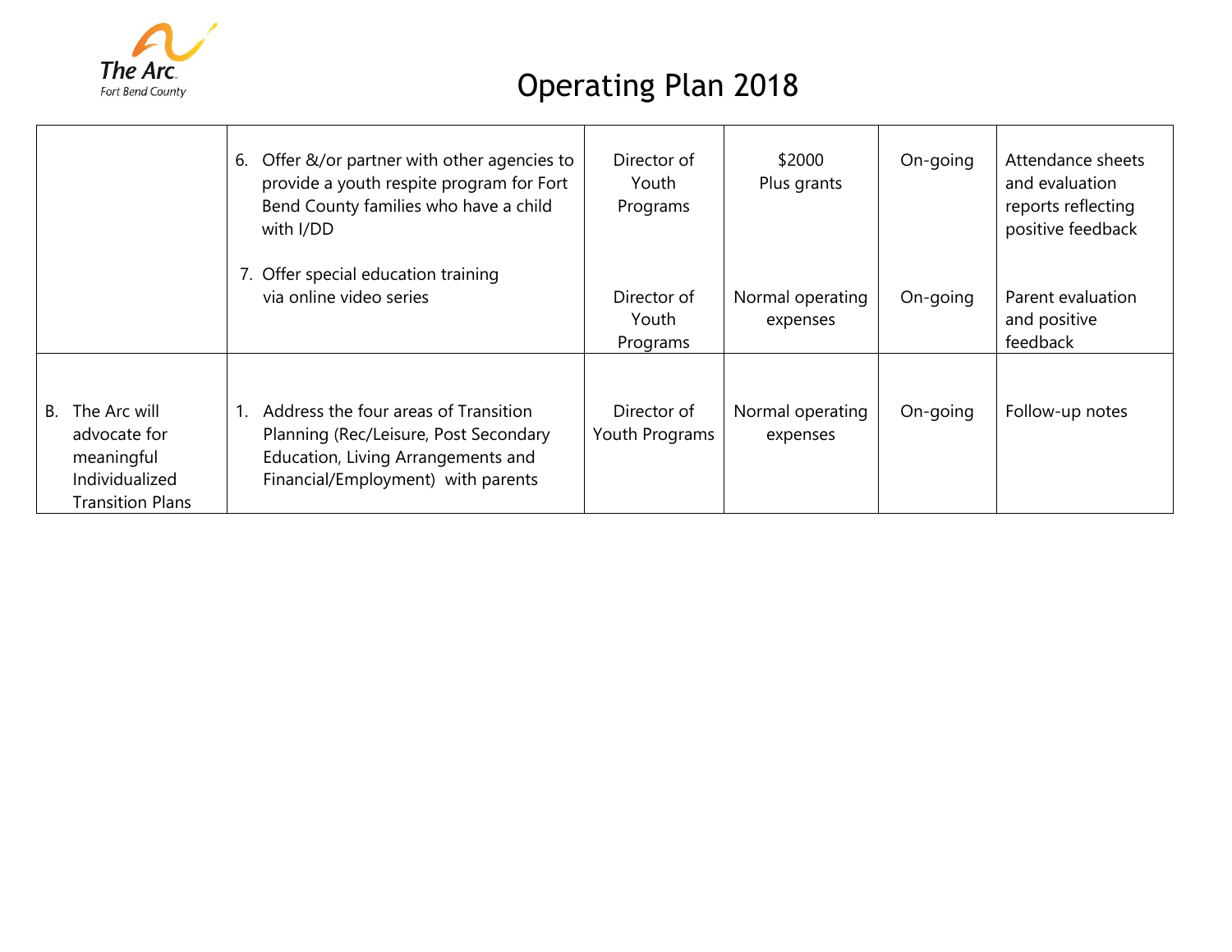# Operating Plan 2018

| | | | | | |
|---|---|---|---|---|---|
| | 6. Offer &/or partner with other agencies to provide a youth respite program for Fort Bend County families who have a child with I/DD | Director of Youth Programs | $2000 Plus grants | On-going | Attendance sheets and evaluation reports reflecting positive feedback |
| | 7. Offer special education training via online video series | Director of Youth Programs | Normal operating expenses | On-going | Parent evaluation and positive feedback |
| B. The Arc will advocate for meaningful Individualized Transition Plans | 1. Address the four areas of Transition Planning (Rec/Leisure, Post Secondary Education, Living Arrangements and Financial/Employment) with parents | Director of Youth Programs | Normal operating expenses | On-going | Follow-up notes |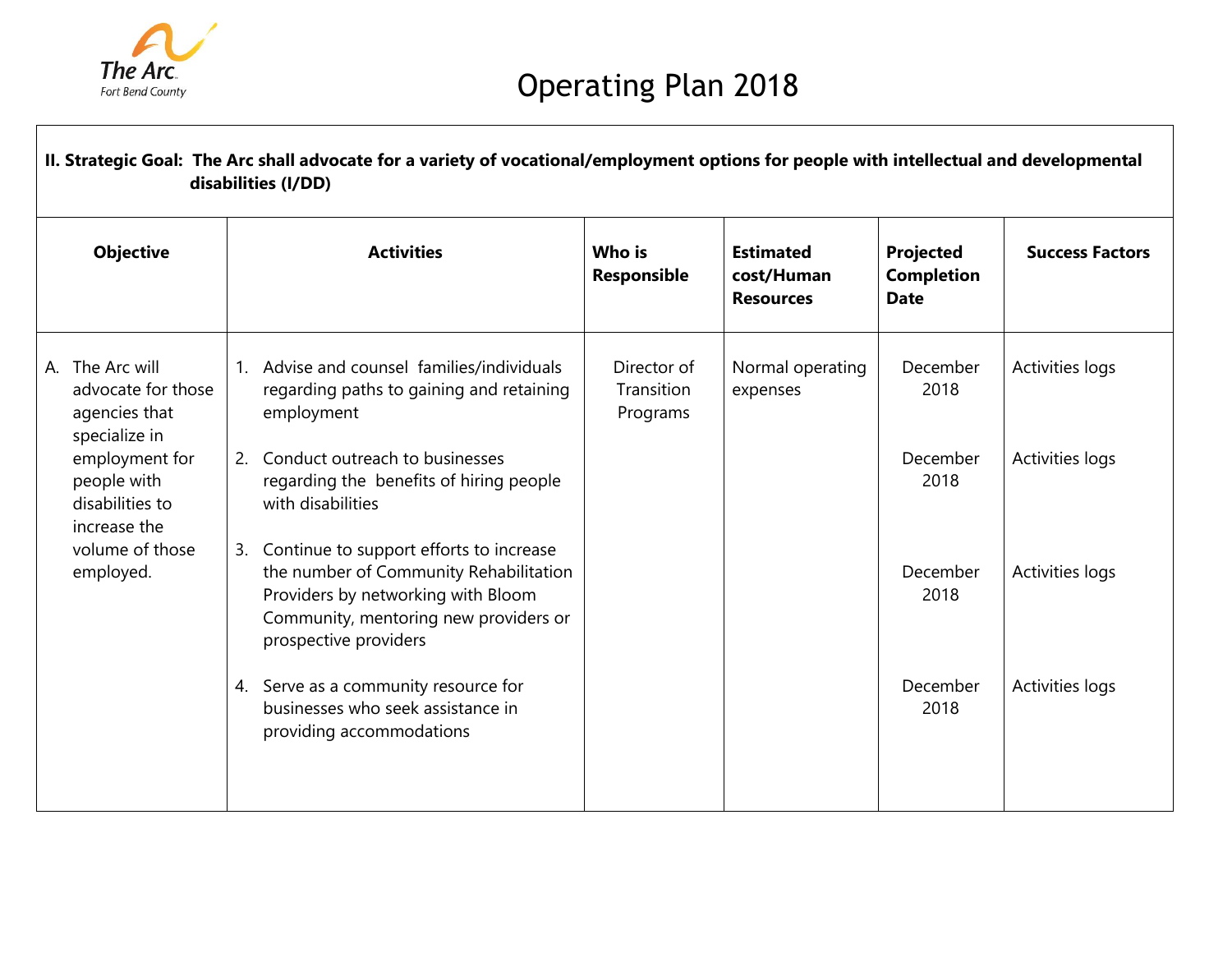# Operating Plan 2018

**II. Strategic Goal: The Arc shall advocate for a variety of vocational/employment options for people with intellectual and developmental disabilities (I/DD)**

| Objective | Activities | Who is Responsible | Estimated cost/Human Resources | Projected Completion Date | Success Factors |
|---|---|---|---|---|---|
| A. The Arc will advocate for those agencies that specialize in employment for people with disabilities to increase the volume of those employed. | 1. Advise and counsel families/individuals regarding paths to gaining and retaining employment | Director of Transition Programs | Normal operating expenses | December 2018 | Activities logs |
| | 2. Conduct outreach to businesses regarding the benefits of hiring people with disabilities | | | December 2018 | Activities logs |
| | 3. Continue to support efforts to increase the number of Community Rehabilitation Providers by networking with Bloom Community, mentoring new providers or prospective providers | | | December 2018 | Activities logs |
| | 4. Serve as a community resource for businesses who seek assistance in providing accommodations | | | December 2018 | Activities logs |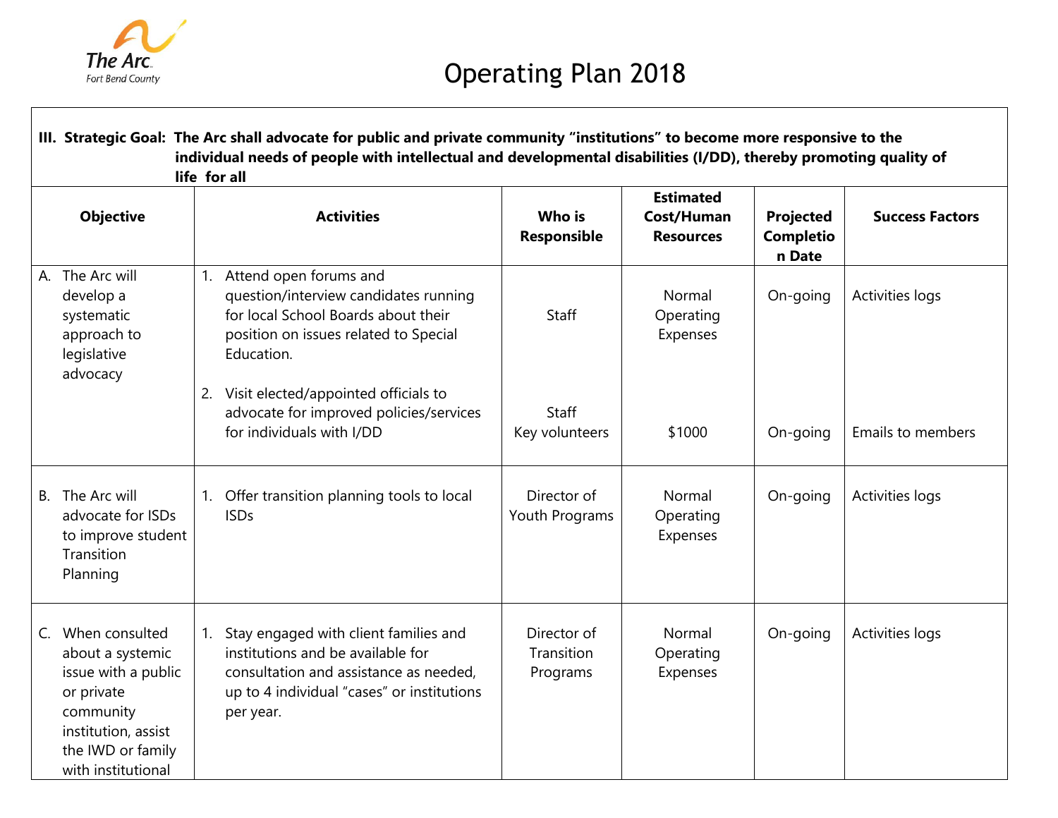The Arc Fort Bend County

# Operating Plan 2018

**III. Strategic Goal: The Arc shall advocate for public and private community "institutions" to become more responsive to the individual needs of people with intellectual and developmental disabilities (I/DD), thereby promoting quality of life for all**

| Objective | Activities | Who is Responsible | Estimated Cost/Human Resources | Projected Completion Date | Success Factors |
|---|---|---|---|---|---|
| A. The Arc will develop a systematic approach to legislative advocacy | 1. Attend open forums and question/interview candidates running for local School Boards about their position on issues related to Special Education. | Staff | Normal Operating Expenses | On-going | Activities logs |
| | 2. Visit elected/appointed officials to advocate for improved policies/services for individuals with I/DD | Staff<br>Key volunteers | $1000 | On-going | Emails to members |
| B. The Arc will advocate for ISDs to improve student Transition Planning | 1. Offer transition planning tools to local ISDs | Director of Youth Programs | Normal Operating Expenses | On-going | Activities logs |
| C. When consulted about a systemic issue with a public or private community institution, assist the IWD or family with institutional | 1. Stay engaged with client families and institutions and be available for consultation and assistance as needed, up to 4 individual "cases" or institutions per year. | Director of Transition Programs | Normal Operating Expenses | On-going | Activities logs |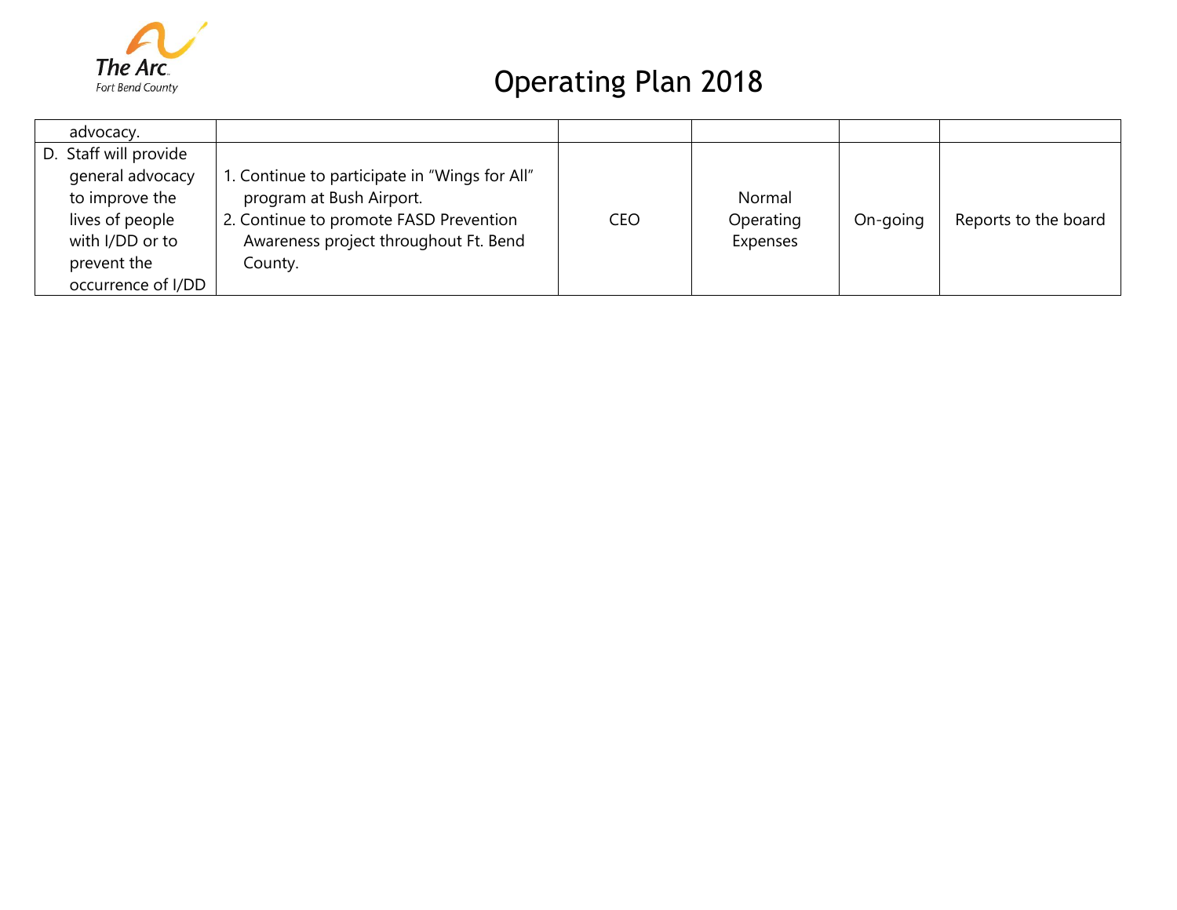# Operating Plan 2018

| | | | | | |
|---|---|---|---|---|---|
| advocacy. | | | | | |
| D. Staff will provide general advocacy to improve the lives of people with I/DD or to prevent the occurrence of I/DD | 1. Continue to participate in "Wings for All" program at Bush Airport.<br>2. Continue to promote FASD Prevention Awareness project throughout Ft. Bend County. | CEO | Normal Operating Expenses | On-going | Reports to the board |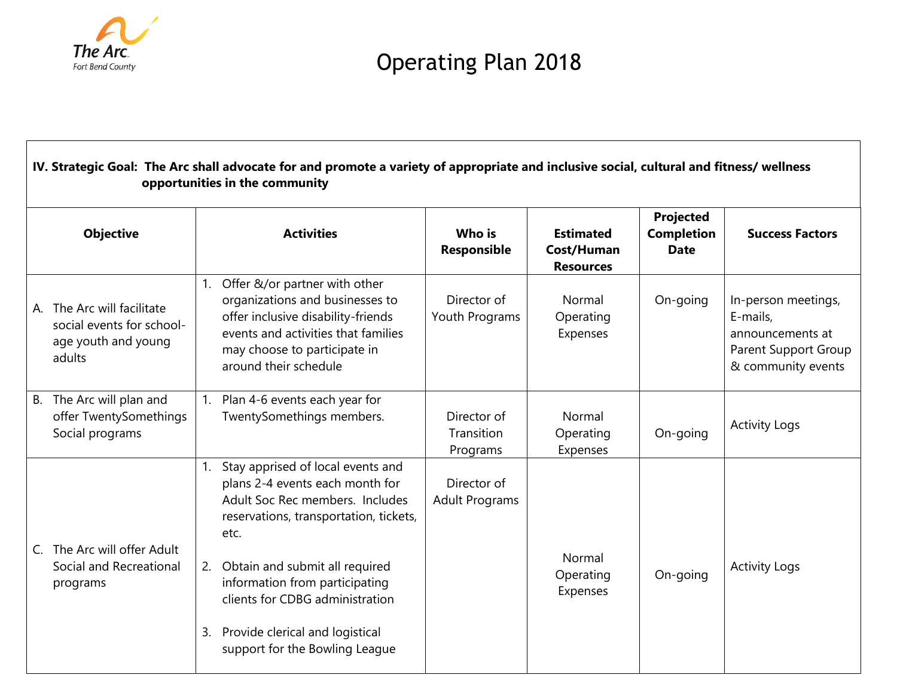The Arc Fort Bend County

# Operating Plan 2018

**IV. Strategic Goal: The Arc shall advocate for and promote a variety of appropriate and inclusive social, cultural and fitness/ wellness opportunities in the community**

| Objective | Activities | Who is Responsible | Estimated Cost/Human Resources | Projected Completion Date | Success Factors |
|---|---|---|---|---|---|
| A. The Arc will facilitate social events for school-age youth and young adults | 1. Offer &/or partner with other organizations and businesses to offer inclusive disability-friends events and activities that families may choose to participate in around their schedule | Director of Youth Programs | Normal Operating Expenses | On-going | In-person meetings, E-mails, announcements at Parent Support Group & community events |
| B. The Arc will plan and offer TwentySomethings Social programs | 1. Plan 4-6 events each year for TwentySomethings members. | Director of Transition Programs | Normal Operating Expenses | On-going | Activity Logs |
| C. The Arc will offer Adult Social and Recreational programs | 1. Stay apprised of local events and plans 2-4 events each month for Adult Soc Rec members. Includes reservations, transportation, tickets, etc.<br><br>2. Obtain and submit all required information from participating clients for CDBG administration<br><br>3. Provide clerical and logistical support for the Bowling League | Director of Adult Programs | Normal Operating Expenses | On-going | Activity Logs |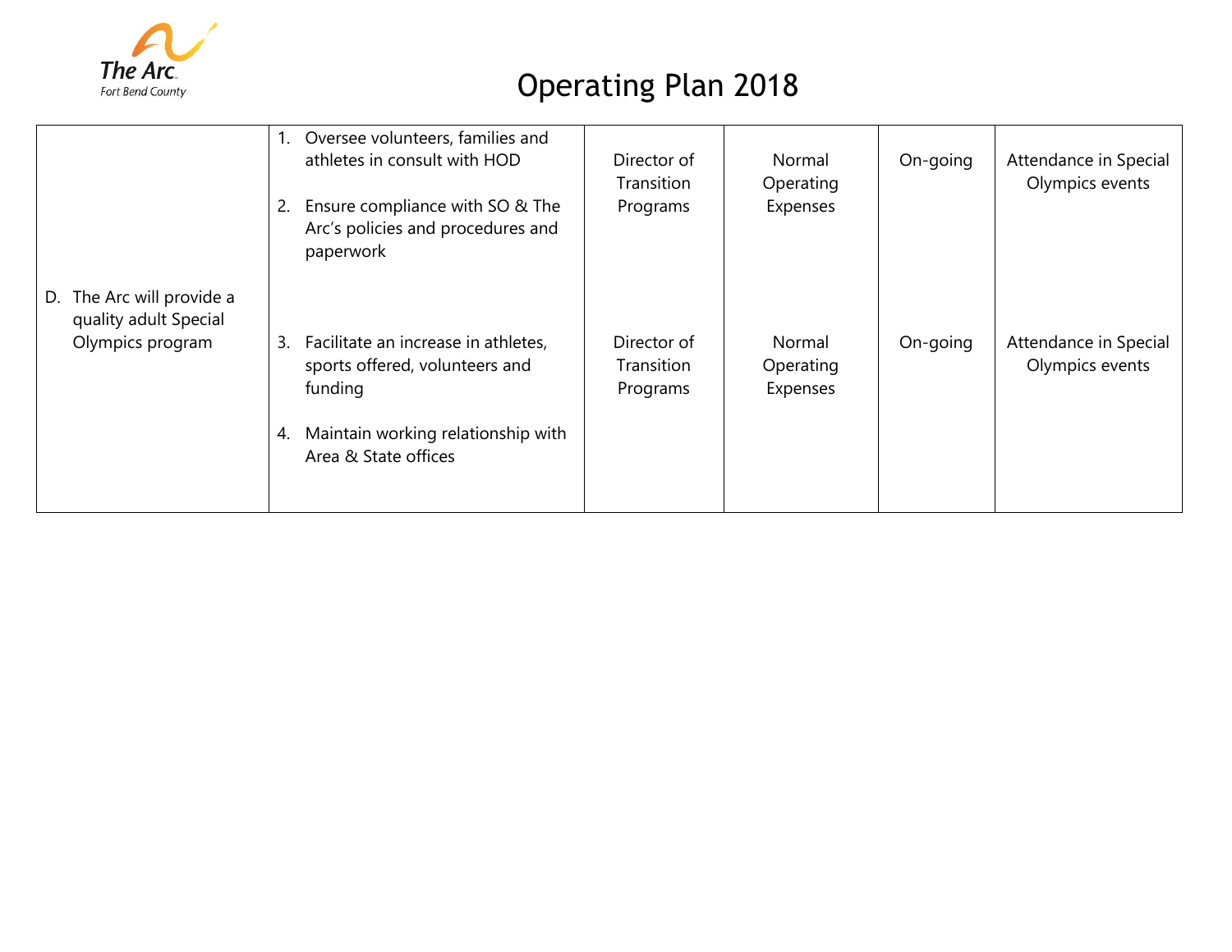# Operating Plan 2018

| | | | | | |
|---|---|---|---|---|---|
| D. The Arc will provide a quality adult Special Olympics program | 1. Oversee volunteers, families and athletes in consult with HOD<br><br>2. Ensure compliance with SO & The Arc's policies and procedures and paperwork | Director of Transition Programs | Normal Operating Expenses | On-going | Attendance in Special Olympics events |
| | 3. Facilitate an increase in athletes, sports offered, volunteers and funding<br><br>4. Maintain working relationship with Area & State offices | Director of Transition Programs | Normal Operating Expenses | On-going | Attendance in Special Olympics events |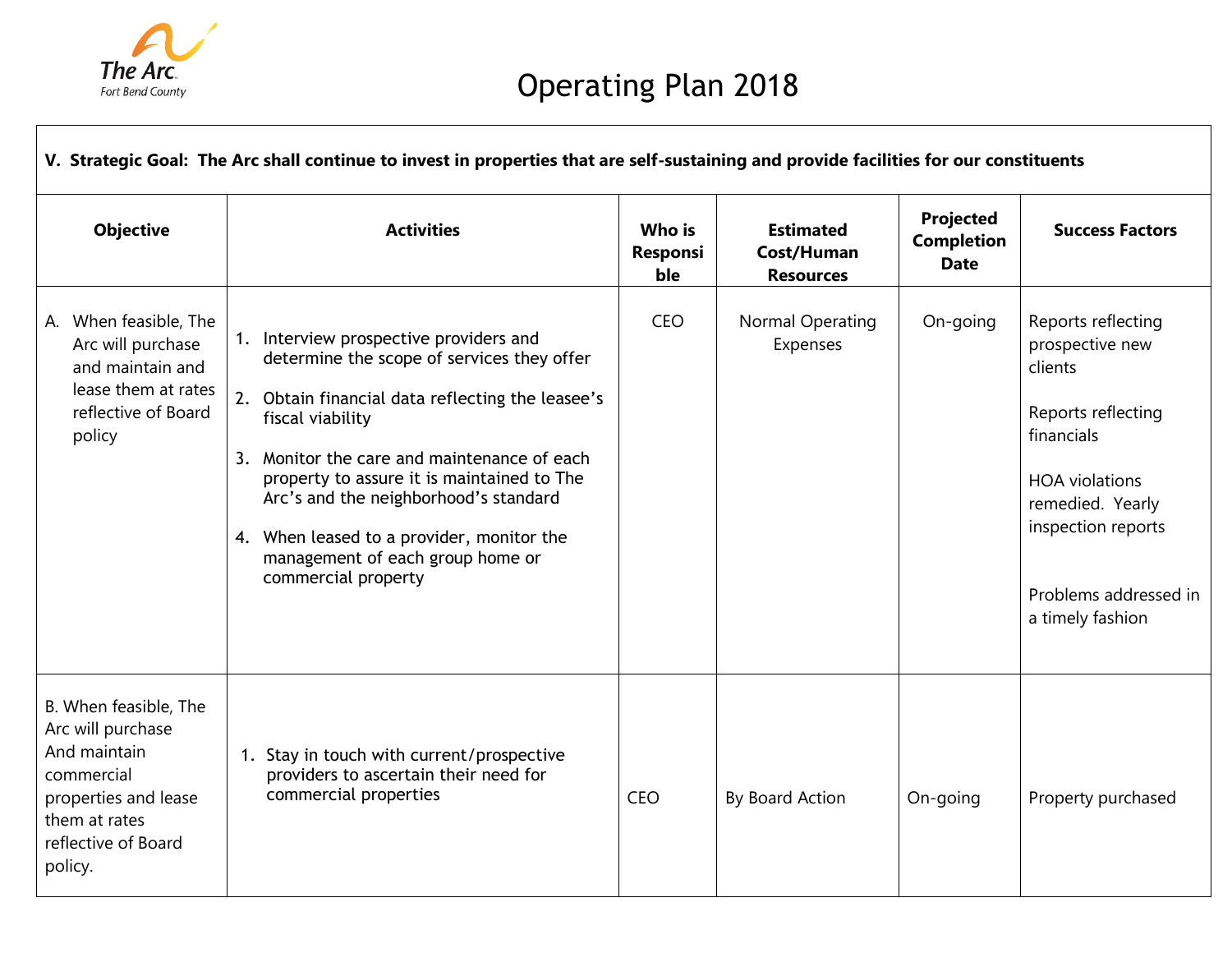The Arc
Fort Bend County

# Operating Plan 2018

**V. Strategic Goal: The Arc shall continue to invest in properties that are self-sustaining and provide facilities for our constituents**

| Objective | Activities | Who is Responsible | Estimated Cost/Human Resources | Projected Completion Date | Success Factors |
|---|---|---|---|---|---|
| A. When feasible, The Arc will purchase and maintain and lease them at rates reflective of Board policy | 1. Interview prospective providers and determine the scope of services they offer<br><br>2. Obtain financial data reflecting the leasee's fiscal viability<br><br>3. Monitor the care and maintenance of each property to assure it is maintained to The Arc's and the neighborhood's standard<br><br>4. When leased to a provider, monitor the management of each group home or commercial property | CEO | Normal Operating Expenses | On-going | Reports reflecting prospective new clients<br><br>Reports reflecting financials<br><br>HOA violations remedied. Yearly inspection reports<br><br>Problems addressed in a timely fashion |
| B. When feasible, The Arc will purchase And maintain commercial properties and lease them at rates reflective of Board policy. | 1. Stay in touch with current/prospective providers to ascertain their need for commercial properties | CEO | By Board Action | On-going | Property purchased |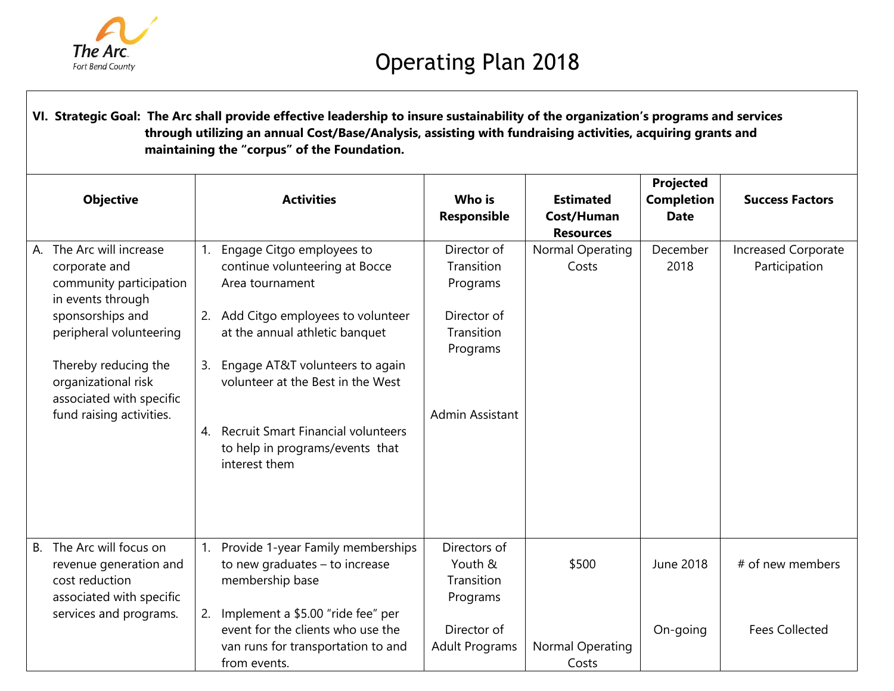# Operating Plan 2018

**VI. Strategic Goal: The Arc shall provide effective leadership to insure sustainability of the organization's programs and services through utilizing an annual Cost/Base/Analysis, assisting with fundraising activities, acquiring grants and maintaining the "corpus" of the Foundation.**

| Objective | Activities | Who is Responsible | Estimated Cost/Human Resources | Projected Completion Date | Success Factors |
|---|---|---|---|---|---|
| A. The Arc will increase corporate and community participation in events through sponsorships and peripheral volunteering<br><br>Thereby reducing the organizational risk associated with specific fund raising activities. | 1. Engage Citgo employees to continue volunteering at Bocce Area tournament<br><br>2. Add Citgo employees to volunteer at the annual athletic banquet<br><br>3. Engage AT&T volunteers to again volunteer at the Best in the West<br><br>4. Recruit Smart Financial volunteers to help in programs/events that interest them | Director of Transition Programs<br><br>Director of Transition Programs<br><br>Admin Assistant | Normal Operating Costs | December 2018 | Increased Corporate Participation |
| B. The Arc will focus on revenue generation and cost reduction associated with specific services and programs. | 1. Provide 1-year Family memberships to new graduates – to increase membership base<br><br>2. Implement a $5.00 "ride fee" per event for the clients who use the van runs for transportation to and from events. | Directors of Youth & Transition Programs<br><br>Director of Adult Programs | $500<br><br>Normal Operating Costs | June 2018<br><br>On-going | # of new members<br><br>Fees Collected |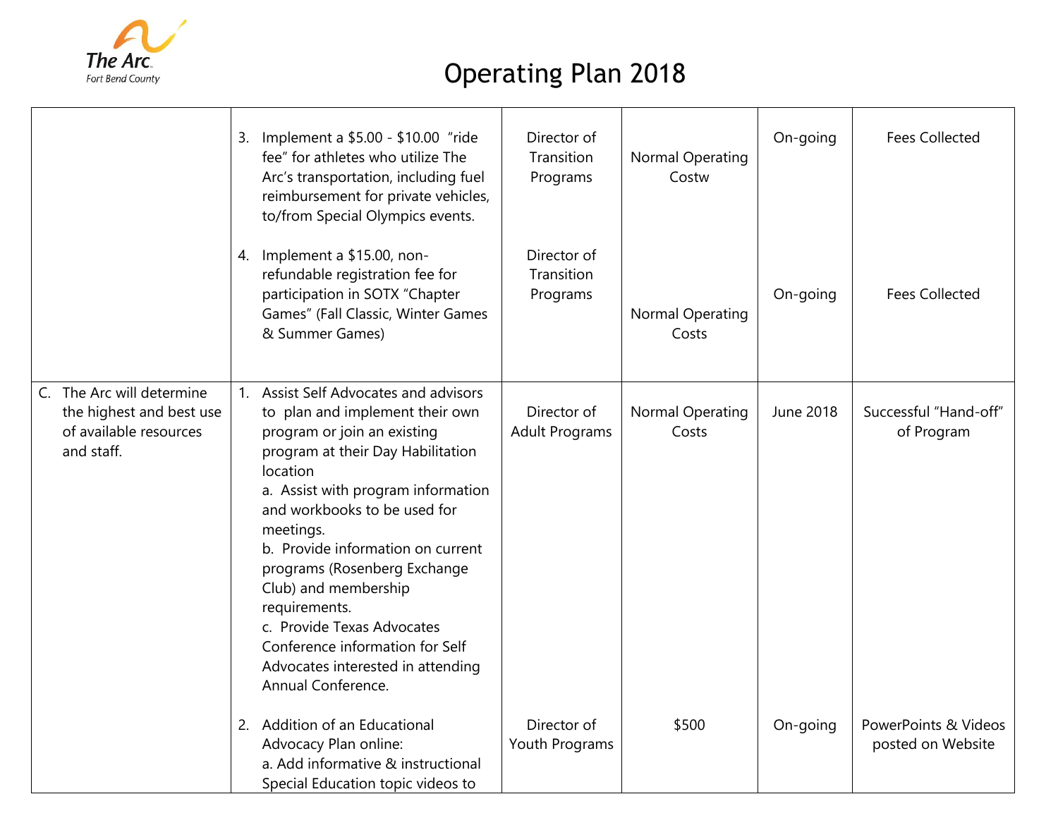# Operating Plan 2018

| | | | | | |
|---|---|---|---|---|---|
| | 3. Implement a $5.00 - $10.00 "ride fee" for athletes who utilize The Arc's transportation, including fuel reimbursement for private vehicles, to/from Special Olympics events. | Director of Transition Programs | Normal Operating Costw | On-going | Fees Collected |
| | 4. Implement a $15.00, non-refundable registration fee for participation in SOTX "Chapter Games" (Fall Classic, Winter Games & Summer Games) | Director of Transition Programs | Normal Operating Costs | On-going | Fees Collected |
| C. The Arc will determine the highest and best use of available resources and staff. | 1. Assist Self Advocates and advisors to plan and implement their own program or join an existing program at their Day Habilitation location<br>a. Assist with program information and workbooks to be used for meetings.<br>b. Provide information on current programs (Rosenberg Exchange Club) and membership requirements.<br>c. Provide Texas Advocates Conference information for Self Advocates interested in attending Annual Conference. | Director of Adult Programs | Normal Operating Costs | June 2018 | Successful "Hand-off" of Program |
| | 2. Addition of an Educational Advocacy Plan online:<br>a. Add informative & instructional Special Education topic videos to | Director of Youth Programs | $500 | On-going | PowerPoints & Videos posted on Website |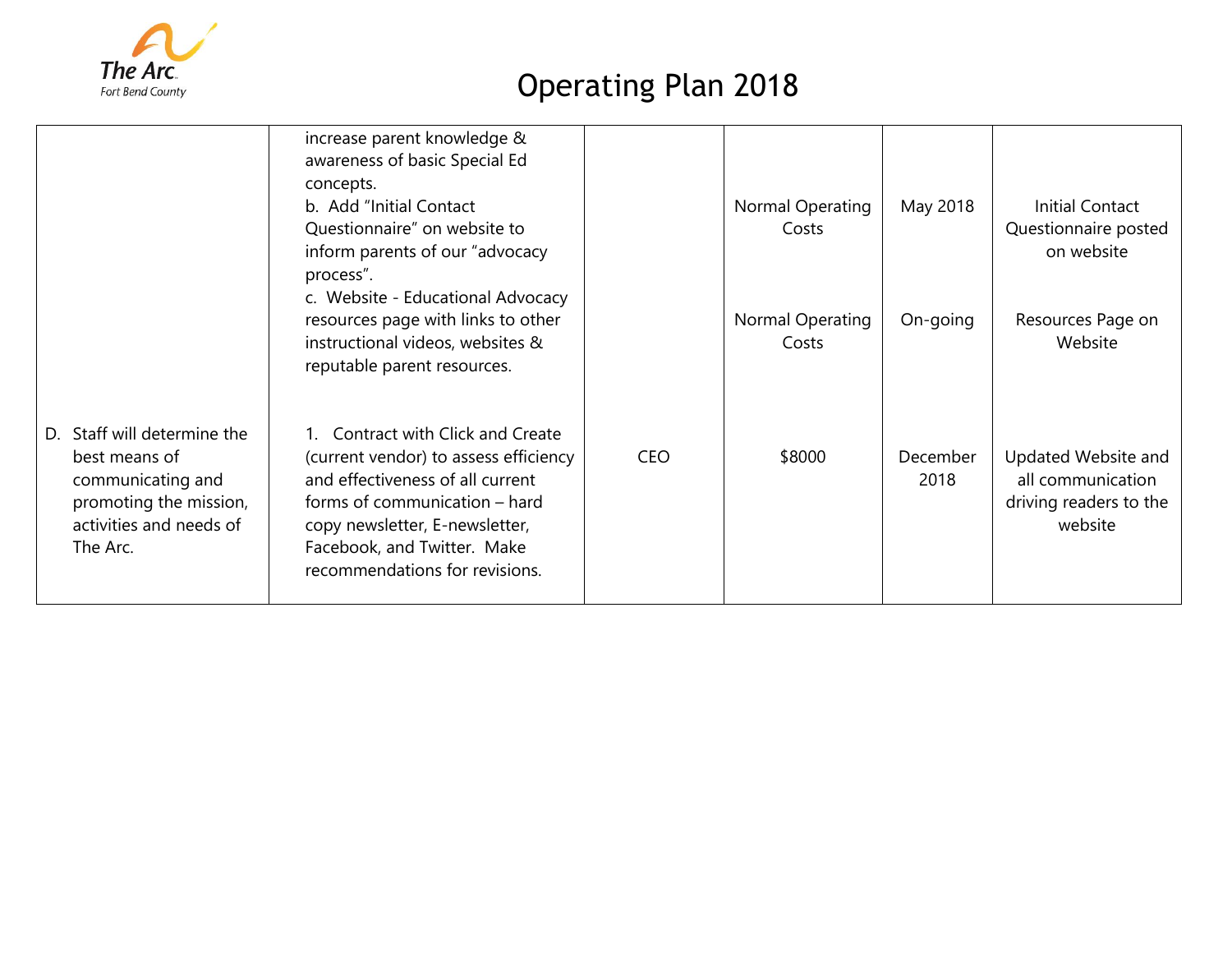# Operating Plan 2018

| | | | | | |
|---|---|---|---|---|---|
| | increase parent knowledge & awareness of basic Special Ed concepts.<br>b. Add "Initial Contact Questionnaire" on website to inform parents of our "advocacy process".<br>c. Website - Educational Advocacy resources page with links to other instructional videos, websites & reputable parent resources. | | Normal Operating Costs<br><br>Normal Operating Costs | May 2018<br><br>On-going | Initial Contact Questionnaire posted on website<br><br>Resources Page on Website |
| D. Staff will determine the best means of communicating and promoting the mission, activities and needs of The Arc. | 1. Contract with Click and Create (current vendor) to assess efficiency and effectiveness of all current forms of communication – hard copy newsletter, E-newsletter, Facebook, and Twitter. Make recommendations for revisions. | CEO | $8000 | December 2018 | Updated Website and all communication driving readers to the website |